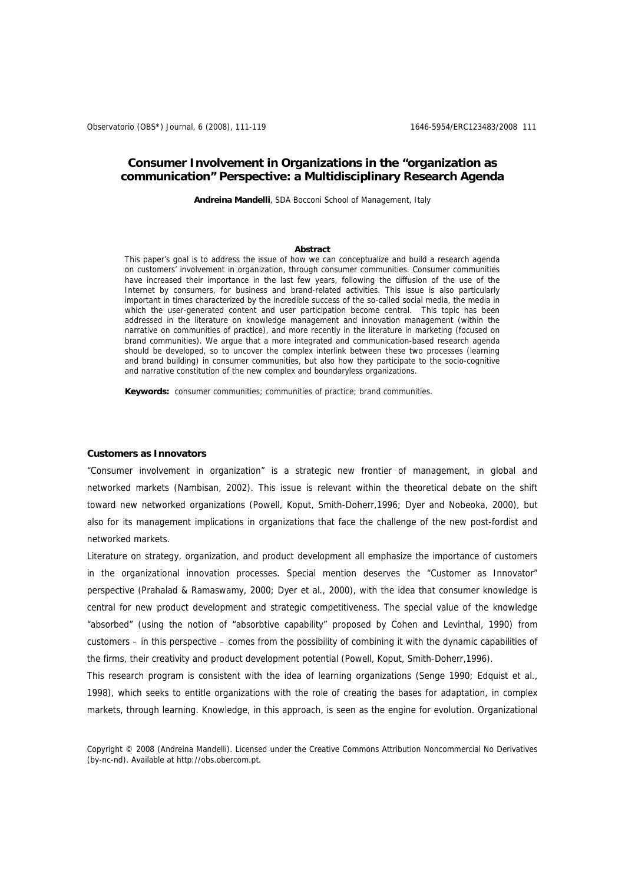# Consumer Involvement in Organizations in the "organization as communication" Perspective: a Multidisciplinary Research Agenda

**Andreina Mandelli**, SDA Bocconi School of Management, Italy

**Abstract**

This paper's goal is to address the issue of how we can conceptualize and build a research agenda on customers' involvement in organization, through consumer communities. Consumer communities have increased their importance in the last few years, following the diffusion of the use of the Internet by consumers, for business and brand-related activities. This issue is also particularly important in times characterized by the incredible success of the so-called social media, the media in which the user-generated content and user participation become central. This topic has been addressed in the literature on knowledge management and innovation management (within the narrative on communities of practice), and more recently in the literature in marketing (focused on brand communities). We argue that a more integrated and communication-based research agenda should be developed, so to uncover the complex interlink between these two processes (learning and brand building) in consumer communities, but also how they participate to the socio-cognitive and narrative constitution of the new complex and boundaryless organizations.

**Keywords:** consumer communities; communities of practice; brand communities.

## Customers as Innovators

"Consumer involvement in organization" is a strategic new frontier of management, in global and networked markets (Nambisan, 2002). This issue is relevant within the theoretical debate on the shift toward new networked organizations (Powell, Koput, Smith-Doherr,1996; Dyer and Nobeoka, 2000), but also for its management implications in organizations that face the challenge of the new post-fordist and networked markets.

Literature on strategy, organization, and product development all emphasize the importance of customers in the organizational innovation processes. Special mention deserves the "Customer as Innovator" perspective (Prahalad & Ramaswamy, 2000; Dyer et al., 2000), with the idea that consumer knowledge is central for new product development and strategic competitiveness. The special value of the knowledge "absorbed" (using the notion of "absorbtive capability" proposed by Cohen and Levinthal, 1990) from customers – in this perspective – comes from the possibility of combining it with the dynamic capabilities of the firms, their creativity and product development potential (Powell, Koput, Smith-Doherr,1996).

This research program is consistent with the idea of learning organizations (Senge 1990; Edquist et al., 1998), which seeks to entitle organizations with the role of creating the bases for adaptation, in complex markets, through learning. Knowledge, in this approach, is seen as the engine for evolution. Organizational

Copyright © 2008 (Andreina Mandelli). Licensed under the Creative Commons Attribution Noncommercial No Derivatives (by-nc-nd). Available at http://obs.obercom.pt.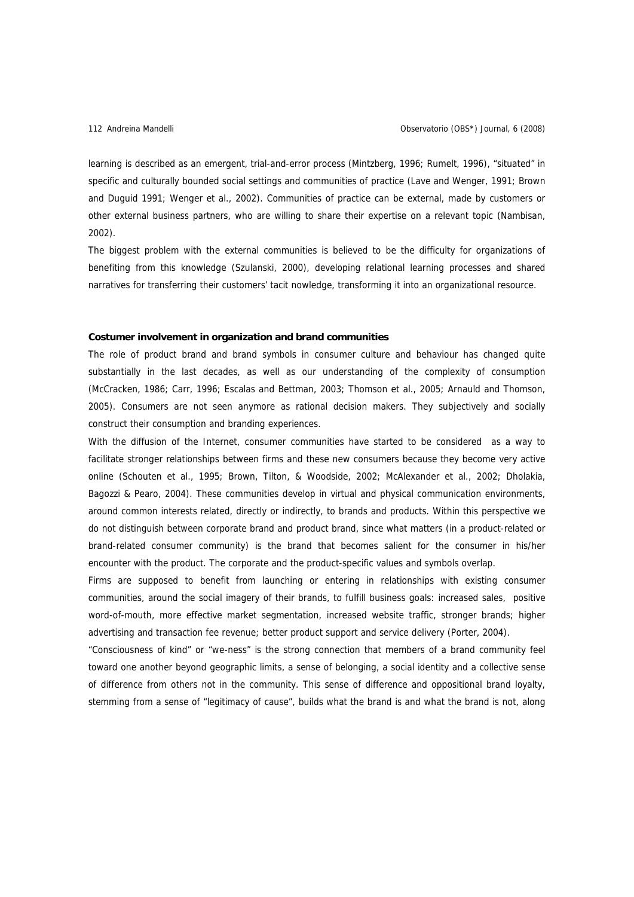learning is described as an emergent, trial-and-error process (Mintzberg, 1996; Rumelt, 1996), "situated" in specific and culturally bounded social settings and communities of practice (Lave and Wenger, 1991; Brown and Duguid 1991; Wenger et al., 2002). Communities of practice can be external, made by customers or other external business partners, who are willing to share their expertise on a relevant topic (Nambisan, 2002).

The biggest problem with the external communities is believed to be the difficulty for organizations of benefiting from this knowledge (Szulanski, 2000), developing relational learning processes and shared narratives for transferring their customers' tacit nowledge, transforming it into an organizational resource.

**Costumer involvement in organization and brand communities**

The role of product brand and brand symbols in consumer culture and behaviour has changed quite substantially in the last decades, as well as our understanding of the complexity of consumption (McCracken, 1986; Carr, 1996; Escalas and Bettman, 2003; Thomson et al., 2005; Arnauld and Thomson, 2005). Consumers are not seen anymore as rational decision makers. They subjectively and socially construct their consumption and branding experiences.

With the diffusion of the Internet, consumer communities have started to be considered as a way to facilitate stronger relationships between firms and these new consumers because they become very active online (Schouten et al., 1995; Brown, Tilton, & Woodside, 2002; McAlexander et al., 2002; Dholakia, Bagozzi & Pearo, 2004). These communities develop in virtual and physical communication environments, around common interests related, directly or indirectly, to brands and products. Within this perspective we do not distinguish between corporate brand and product brand, since what matters (in a product-related or brand-related consumer community) is the brand that becomes salient for the consumer in his/her encounter with the product. The corporate and the product-specific values and symbols overlap.

Firms are supposed to benefit from launching or entering in relationships with existing consumer communities, around the social imagery of their brands, to fulfill business goals: increased sales, positive word-of-mouth, more effective market segmentation, increased website traffic, stronger brands; higher advertising and transaction fee revenue; better product support and service delivery (Porter, 2004).

"Consciousness of kind" or "we-ness" is the strong connection that members of a brand community feel toward one another beyond geographic limits, a sense of belonging, a social identity and a collective sense of difference from others not in the community. This sense of difference and oppositional brand loyalty, stemming from a sense of "legitimacy of cause", builds what the brand is and what the brand is not, along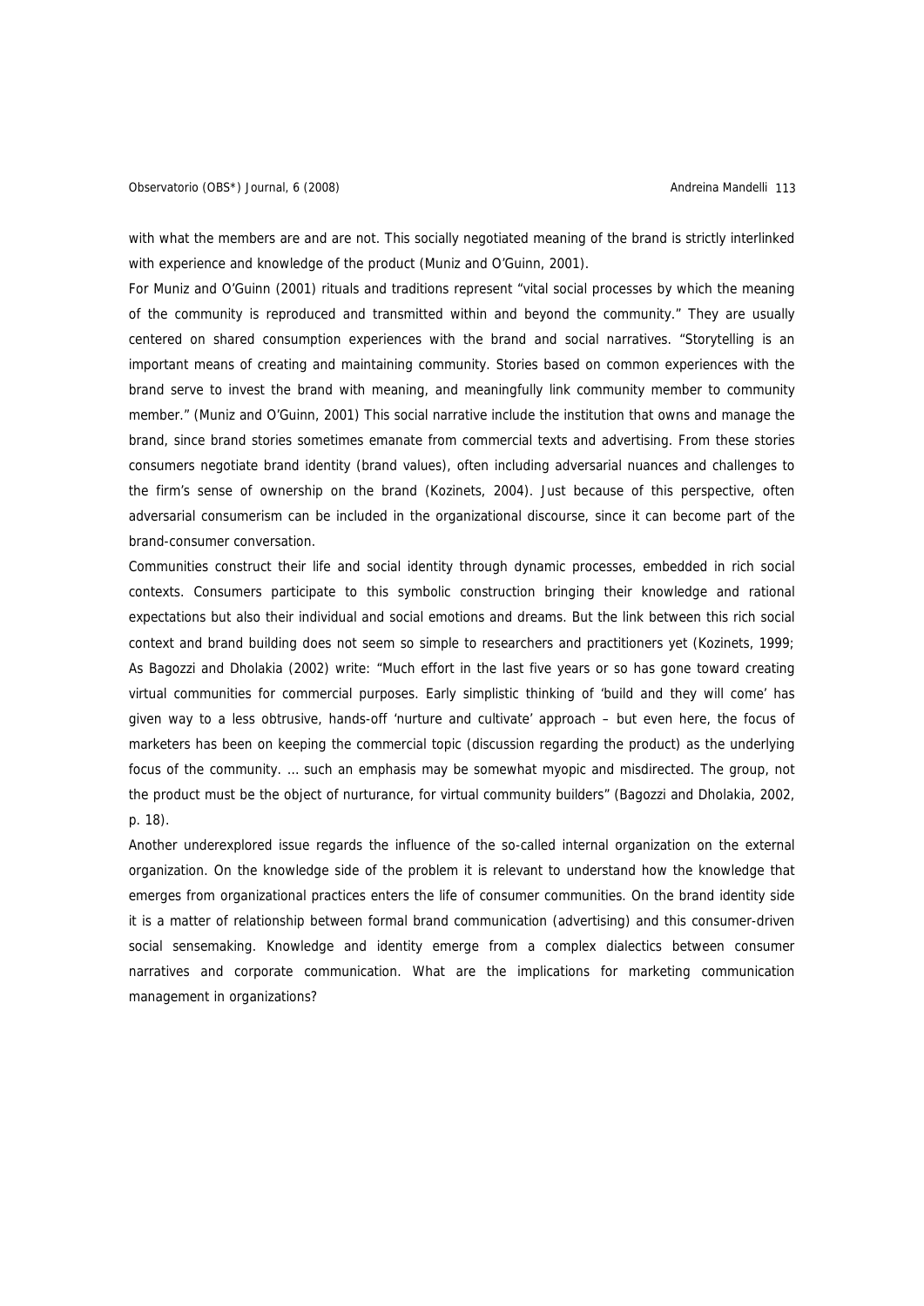with what the members are and are not. This socially negotiated meaning of the brand is strictly interlinked with experience and knowledge of the product (Muniz and O'Guinn, 2001).

For Muniz and O'Guinn (2001) rituals and traditions represent "vital social processes by which the meaning of the community is reproduced and transmitted within and beyond the community." They are usually centered on shared consumption experiences with the brand and social narratives. "Storytelling is an important means of creating and maintaining community. Stories based on common experiences with the brand serve to invest the brand with meaning, and meaningfully link community member to community member." (Muniz and O'Guinn, 2001) This social narrative include the institution that owns and manage the brand, since brand stories sometimes emanate from commercial texts and advertising. From these stories consumers negotiate brand identity (brand values), often including adversarial nuances and challenges to the firm's sense of ownership on the brand (Kozinets, 2004). Just because of this perspective, often adversarial consumerism can be included in the organizational discourse, since it can become part of the brand-consumer conversation.

Communities construct their life and social identity through dynamic processes, embedded in rich social contexts. Consumers participate to this symbolic construction bringing their knowledge and rational expectations but also their individual and social emotions and dreams. But the link between this rich social context and brand building does not seem so simple to researchers and practitioners yet (Kozinets, 1999; As Bagozzi and Dholakia (2002) write: "Much effort in the last five years or so has gone toward creating virtual communities for commercial purposes. Early simplistic thinking of 'build and they will come' has given way to a less obtrusive, hands-off 'nurture and cultivate' approach – but even here, the focus of marketers has been on keeping the commercial topic (discussion regarding the product) as the underlying focus of the community. … such an emphasis may be somewhat myopic and misdirected. The group, not the product must be the object of nurturance, for virtual community builders" (Bagozzi and Dholakia, 2002, p. 18).

Another underexplored issue regards the influence of the so-called internal organization on the external organization. On the knowledge side of the problem it is relevant to understand how the knowledge that emerges from organizational practices enters the life of consumer communities. On the brand identity side it is a matter of relationship between formal brand communication (advertising) and this consumer-driven social sensemaking. Knowledge and identity emerge from a complex dialectics between consumer narratives and corporate communication. What are the implications for marketing communication management in organizations?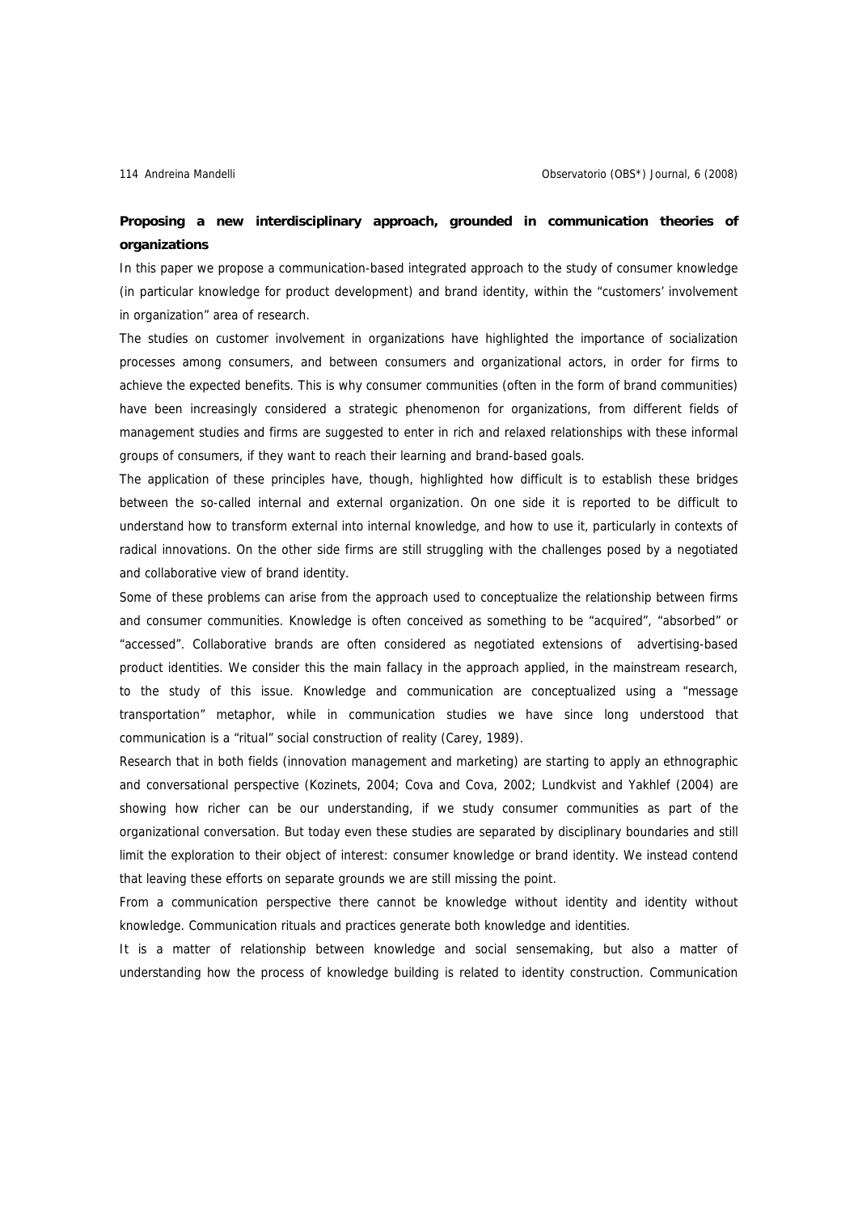**Proposing a new interdisciplinary approach, grounded in communication theories of organizations**

In this paper we propose a communication-based integrated approach to the study of consumer knowledge (in particular knowledge for product development) and brand identity, within the "customers' involvement in organization" area of research.

The studies on customer involvement in organizations have highlighted the importance of socialization processes among consumers, and between consumers and organizational actors, in order for firms to achieve the expected benefits. This is why consumer communities (often in the form of brand communities) have been increasingly considered a strategic phenomenon for organizations, from different fields of management studies and firms are suggested to enter in rich and relaxed relationships with these informal groups of consumers, if they want to reach their learning and brand-based goals.

The application of these principles have, though, highlighted how difficult is to establish these bridges between the so-called internal and external organization. On one side it is reported to be difficult to understand how to transform external into internal knowledge, and how to use it, particularly in contexts of radical innovations. On the other side firms are still struggling with the challenges posed by a negotiated and collaborative view of brand identity.

Some of these problems can arise from the approach used to conceptualize the relationship between firms and consumer communities. Knowledge is often conceived as something to be "acquired", "absorbed" or "accessed". Collaborative brands are often considered as negotiated extensions of advertising-based product identities. We consider this the main fallacy in the approach applied, in the mainstream research, to the study of this issue. Knowledge and communication are conceptualized using a "message transportation" metaphor, while in communication studies we have since long understood that communication is a "ritual" social construction of reality (Carey, 1989).

Research that in both fields (innovation management and marketing) are starting to apply an ethnographic and conversational perspective (Kozinets, 2004; Cova and Cova, 2002; Lundkvist and Yakhlef (2004) are showing how richer can be our understanding, if we study consumer communities as part of the organizational conversation. But today even these studies are separated by disciplinary boundaries and still limit the exploration to their object of interest: consumer knowledge or brand identity. We instead contend that leaving these efforts on separate grounds we are still missing the point.

From a communication perspective there cannot be knowledge without identity and identity without knowledge. Communication rituals and practices generate both knowledge and identities.

It is a matter of relationship between knowledge and social sensemaking, but also a matter of understanding how the process of knowledge building is related to identity construction. Communication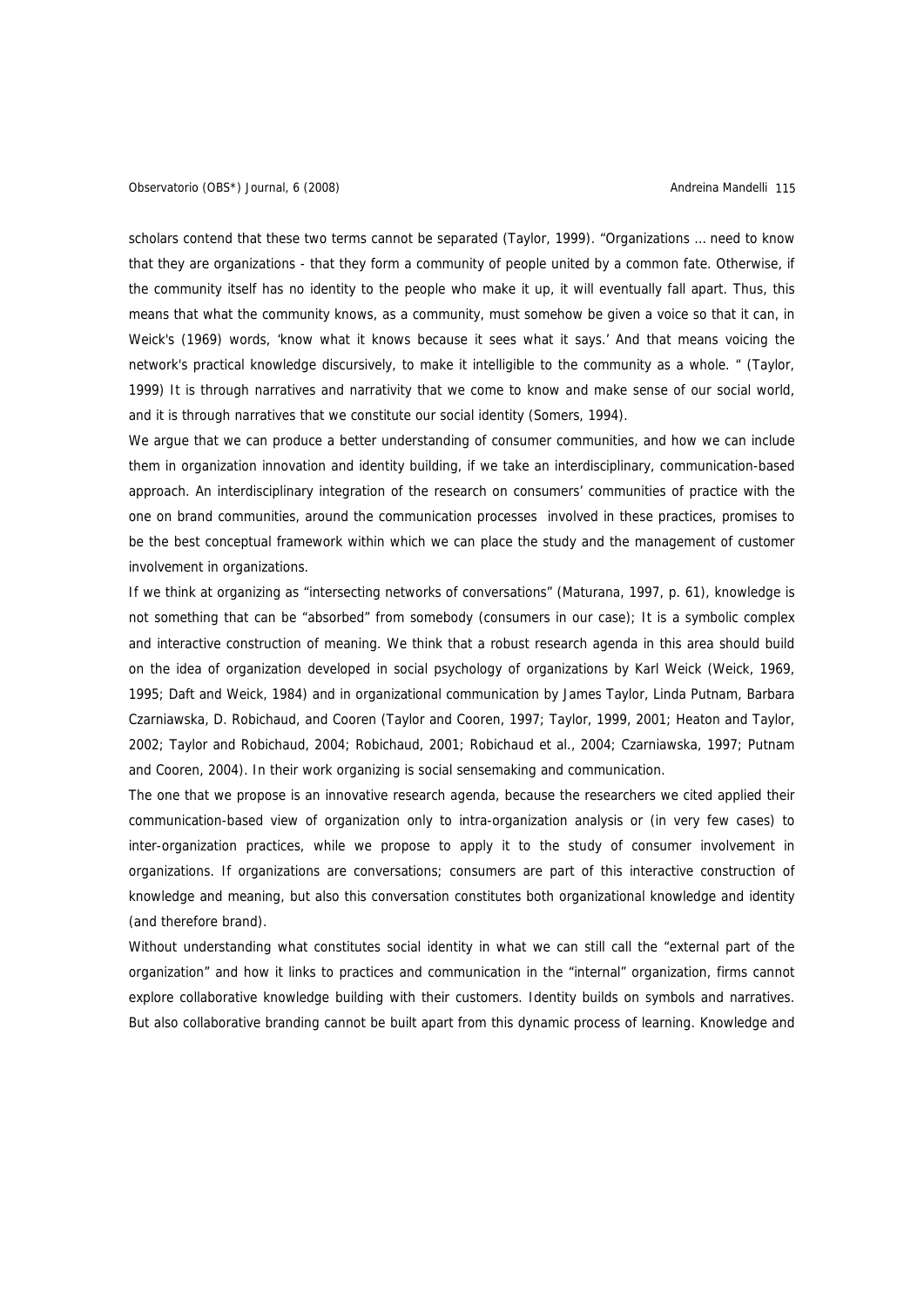scholars contend that these two terms cannot be separated (Taylor, 1999). "Organizations ... need to know that they are organizations - that they form a community of people united by a common fate. Otherwise, if the community itself has no identity to the people who make it up, it will eventually fall apart. Thus, this means that what the community knows, as a community, must somehow be given a voice so that it can, in Weick's (1969) words, 'know what it knows because it sees what it says.' And that means voicing the network's practical knowledge discursively, to make it intelligible to the community as a whole. " (Taylor, 1999) It is through narratives and narrativity that we come to know and make sense of our social world, and it is through narratives that we constitute our social identity (Somers, 1994).

We argue that we can produce a better understanding of consumer communities, and how we can include them in organization innovation and identity building, if we take an interdisciplinary, communication-based approach. An interdisciplinary integration of the research on consumers' communities of practice with the one on brand communities, around the communication processes involved in these practices, promises to be the best conceptual framework within which we can place the study and the management of customer involvement in organizations.

If we think at organizing as "intersecting networks of conversations" (Maturana, 1997, p. 61), knowledge is not something that can be "absorbed" from somebody (consumers in our case); It is a symbolic complex and interactive construction of meaning. We think that a robust research agenda in this area should build on the idea of organization developed in social psychology of organizations by Karl Weick (Weick, 1969, 1995; Daft and Weick, 1984) and in organizational communication by James Taylor, Linda Putnam, Barbara Czarniawska, D. Robichaud, and Cooren (Taylor and Cooren, 1997; Taylor, 1999, 2001; Heaton and Taylor, 2002; Taylor and Robichaud, 2004; Robichaud, 2001; Robichaud et al., 2004; Czarniawska, 1997; Putnam and Cooren, 2004). In their work organizing is social sensemaking and communication.

The one that we propose is an innovative research agenda, because the researchers we cited applied their communication-based view of organization only to intra-organization analysis or (in very few cases) to inter-organization practices, while we propose to apply it to the study of consumer involvement in organizations. If organizations are conversations; consumers are part of this interactive construction of knowledge and meaning, but also this conversation constitutes both organizational knowledge and identity (and therefore brand).

Without understanding what constitutes social identity in what we can still call the "external part of the organization" and how it links to practices and communication in the "internal" organization, firms cannot explore collaborative knowledge building with their customers. Identity builds on symbols and narratives. But also collaborative branding cannot be built apart from this dynamic process of learning. Knowledge and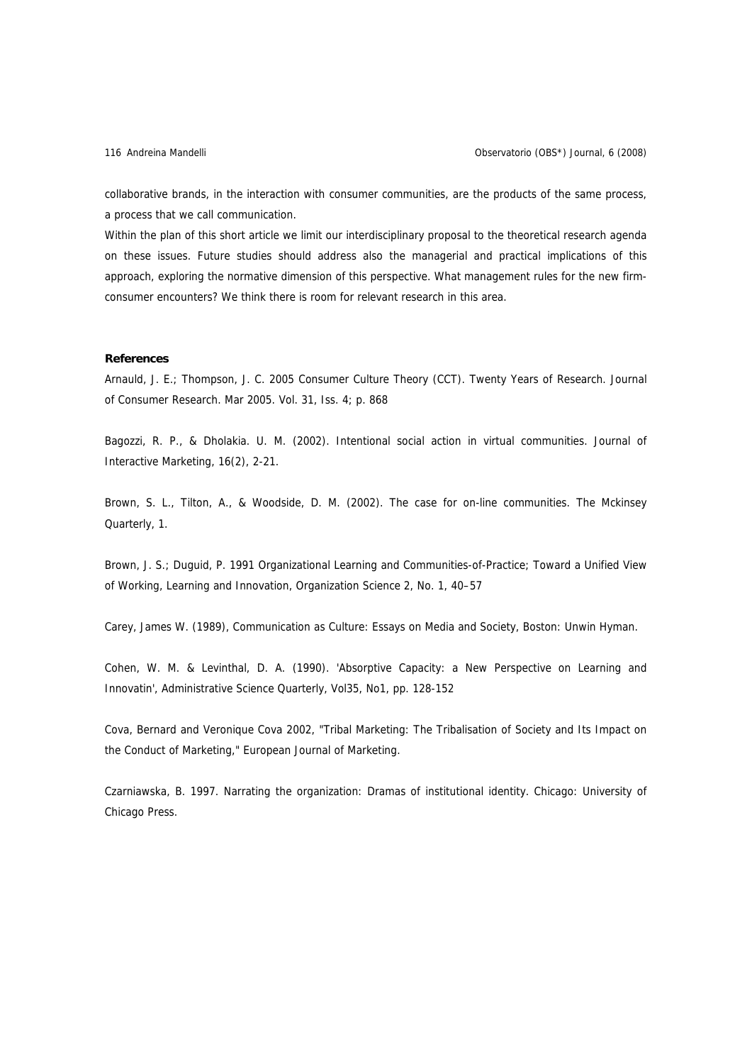collaborative brands, in the interaction with consumer communities, are the products of the same process, a process that we call communication.

Within the plan of this short article we limit our interdisciplinary proposal to the theoretical research agenda on these issues. Future studies should address also the managerial and practical implications of this approach, exploring the normative dimension of this perspective. What management rules for the new firm-consumer encounters? We think there is room for relevant research in this area.

## References

Arnauld, J. E.; Thompson, J. C. 2005 Consumer Culture Theory (CCT). Twenty Years of Research. Journal of Consumer Research. Mar 2005. Vol. 31, Iss. 4; p. 868

Bagozzi, R. P., & Dholakia. U. M. (2002). Intentional social action in virtual communities. Journal of Interactive Marketing, 16(2), 2-21.

Brown, S. L., Tilton, A., & Woodside, D. M. (2002). The case for on-line communities. The Mckinsey Quarterly, 1.

Brown, J. S.; Duguid, P. 1991 Organizational Learning and Communities-of-Practice; Toward a Unified View of Working, Learning and Innovation, Organization Science 2, No. 1, 40–57

Carey, James W. (1989), Communication as Culture: Essays on Media and Society, Boston: Unwin Hyman.

Cohen, W. M. & Levinthal, D. A. (1990). 'Absorptive Capacity: a New Perspective on Learning and Innovatin', Administrative Science Quarterly, Vol35, No1, pp. 128-152

Cova, Bernard and Veronique Cova 2002, "Tribal Marketing: The Tribalisation of Society and Its Impact on the Conduct of Marketing," European Journal of Marketing.

Czarniawska, B. 1997. Narrating the organization: Dramas of institutional identity. Chicago: University of Chicago Press.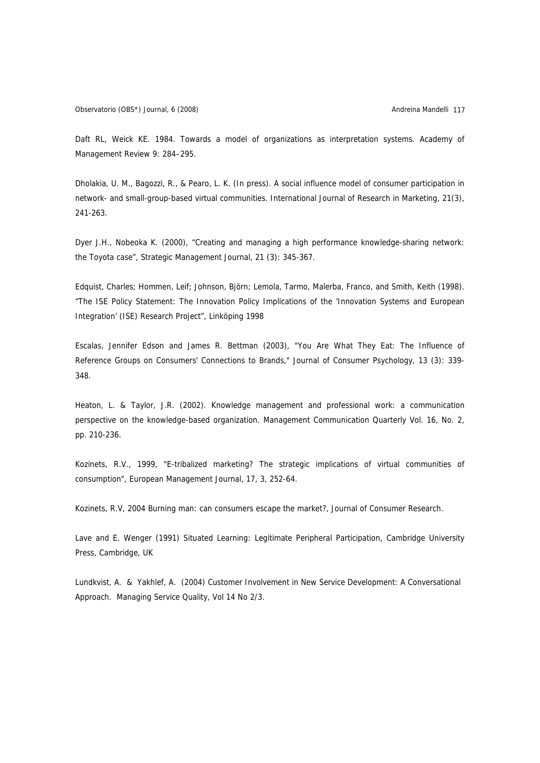Daft RL, Weick KE. 1984. Towards a model of organizations as interpretation systems. Academy of Management Review 9: 284–295.

Dholakia, U. M., Bagozzi, R., & Pearo, L. K. (In press). A social influence model of consumer participation in network- and small-group-based virtual communities. International Journal of Research in Marketing, 21(3), 241-263.

Dyer J.H., Nobeoka K. (2000), "Creating and managing a high performance knowledge-sharing network: the Toyota case", Strategic Management Journal, 21 (3): 345-367.

Edquist, Charles; Hommen, Leif; Johnson, Björn; Lemola, Tarmo, Malerba, Franco, and Smith, Keith (1998). "The ISE Policy Statement: The Innovation Policy Implications of the 'Innovation Systems and European Integration' (ISE) Research Project", Linköping 1998

Escalas, Jennifer Edson and James R. Bettman (2003), "You Are What They Eat: The Influence of Reference Groups on Consumers' Connections to Brands," Journal of Consumer Psychology, 13 (3): 339-348.

Heaton, L. & Taylor, J.R. (2002). Knowledge management and professional work: a communication perspective on the knowledge-based organization. Management Communication Quarterly Vol. 16, No. 2, pp. 210-236.

Kozinets, R.V., 1999, "E-tribalized marketing? The strategic implications of virtual communities of consumption", European Management Journal, 17, 3, 252-64.

Kozinets, R.V, 2004 Burning man: can consumers escape the market?, Journal of Consumer Research.

Lave and E. Wenger (1991) Situated Learning: Legitimate Peripheral Participation, Cambridge University Press, Cambridge, UK

Lundkvist, A. & Yakhlef, A. (2004) Customer Involvement in New Service Development: A Conversational Approach. Managing Service Quality, Vol 14 No 2/3.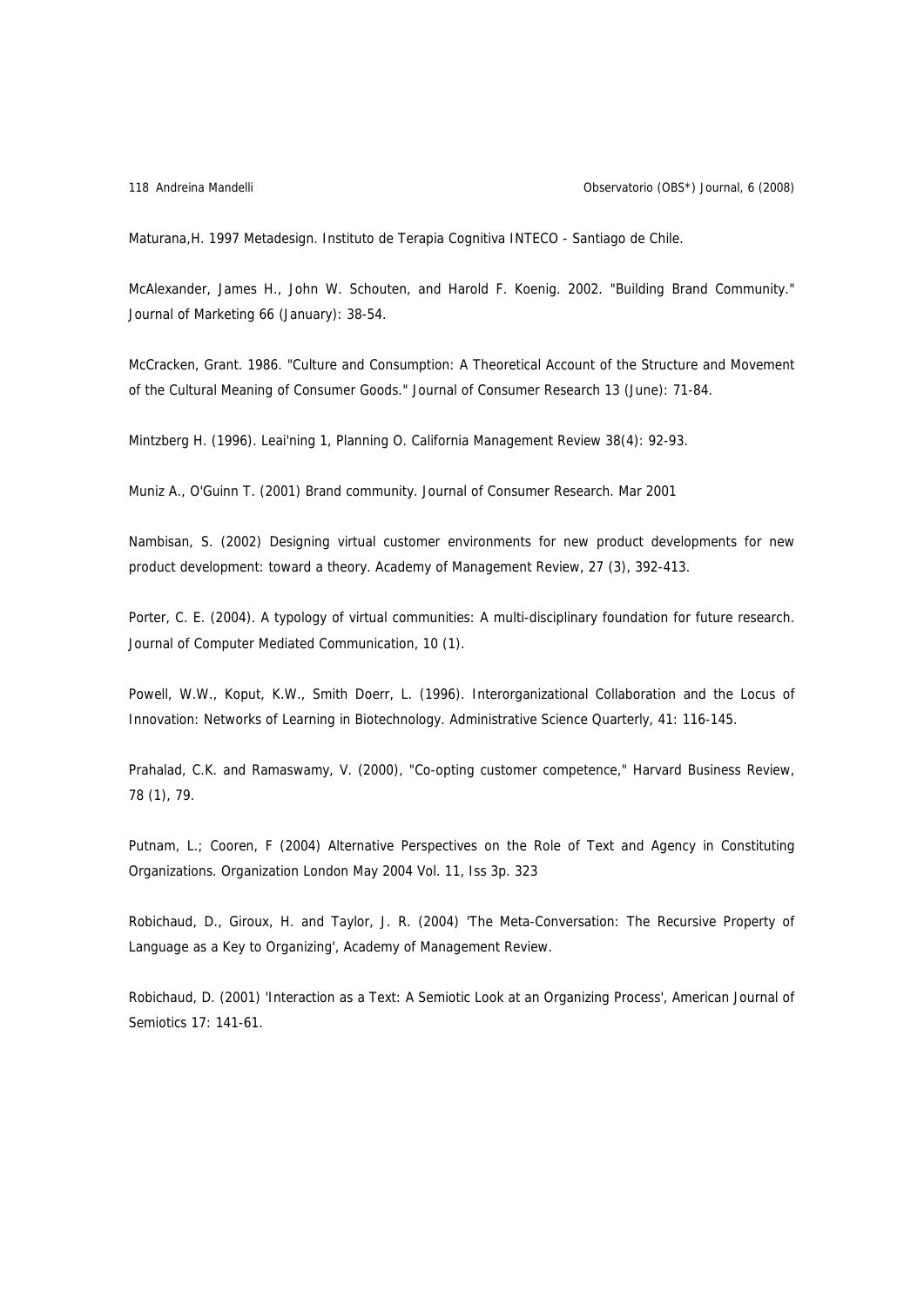Maturana,H. 1997 Metadesign. Instituto de Terapia Cognitiva INTECO - Santiago de Chile.

McAlexander, James H., John W. Schouten, and Harold F. Koenig. 2002. "Building Brand Community." Journal of Marketing 66 (January): 38-54.

McCracken, Grant. 1986. "Culture and Consumption: A Theoretical Account of the Structure and Movement of the Cultural Meaning of Consumer Goods." Journal of Consumer Research 13 (June): 71-84.

Mintzberg H. (1996). Leai'ning 1, Planning O. California Management Review 38(4): 92-93.

Muniz A., O'Guinn T. (2001) Brand community. Journal of Consumer Research. Mar 2001

Nambisan, S. (2002) Designing virtual customer environments for new product developments for new product development: toward a theory. Academy of Management Review, 27 (3), 392-413.

Porter, C. E. (2004). A typology of virtual communities: A multi-disciplinary foundation for future research. Journal of Computer Mediated Communication, 10 (1).

Powell, W.W., Koput, K.W., Smith Doerr, L. (1996). Interorganizational Collaboration and the Locus of Innovation: Networks of Learning in Biotechnology. Administrative Science Quarterly, 41: 116-145.

Prahalad, C.K. and Ramaswamy, V. (2000), "Co-opting customer competence," Harvard Business Review, 78 (1), 79.

Putnam, L.; Cooren, F (2004) Alternative Perspectives on the Role of Text and Agency in Constituting Organizations. Organization London May 2004 Vol. 11, Iss 3p. 323

Robichaud, D., Giroux, H. and Taylor, J. R. (2004) 'The Meta-Conversation: The Recursive Property of Language as a Key to Organizing', Academy of Management Review.

Robichaud, D. (2001) 'Interaction as a Text: A Semiotic Look at an Organizing Process', American Journal of Semiotics 17: 141-61.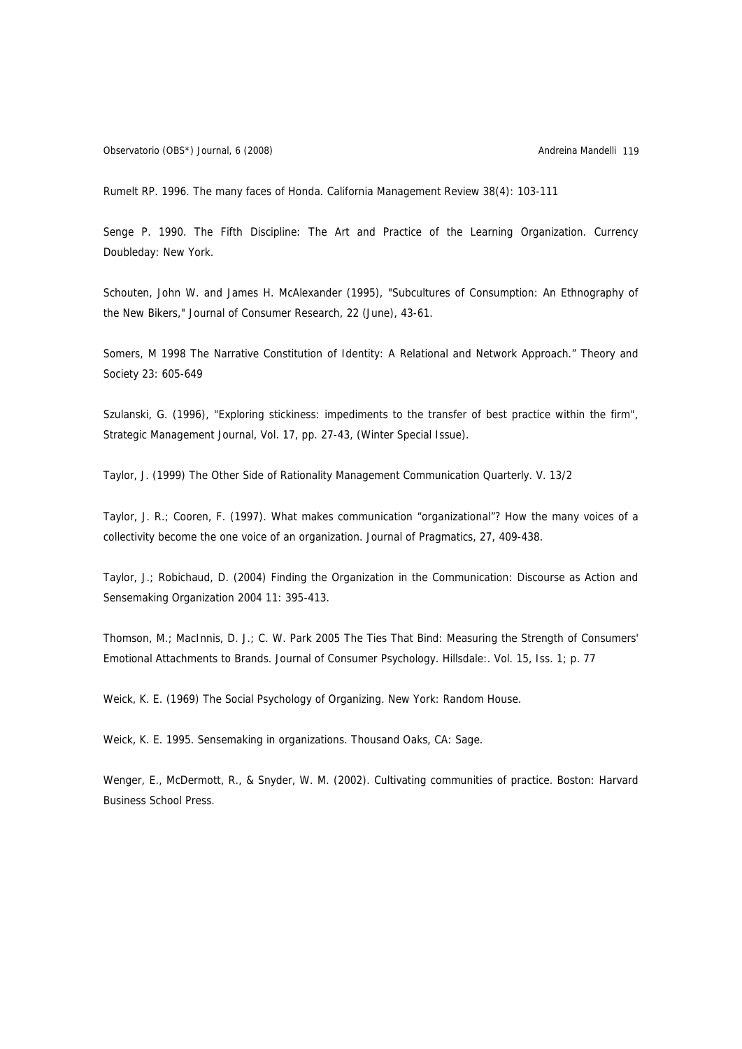Rumelt RP. 1996. The many faces of Honda. California Management Review 38(4): 103-111

Senge P. 1990. The Fifth Discipline: The Art and Practice of the Learning Organization. Currency Doubleday: New York.

Schouten, John W. and James H. McAlexander (1995), "Subcultures of Consumption: An Ethnography of the New Bikers," Journal of Consumer Research, 22 (June), 43-61.

Somers, M 1998 The Narrative Constitution of Identity: A Relational and Network Approach." Theory and Society 23: 605-649

Szulanski, G. (1996), "Exploring stickiness: impediments to the transfer of best practice within the firm", Strategic Management Journal, Vol. 17, pp. 27-43, (Winter Special Issue).

Taylor, J. (1999) The Other Side of Rationality Management Communication Quarterly. V. 13/2

Taylor, J. R.; Cooren, F. (1997). What makes communication "organizational"? How the many voices of a collectivity become the one voice of an organization. Journal of Pragmatics, 27, 409-438.

Taylor, J.; Robichaud, D. (2004) Finding the Organization in the Communication: Discourse as Action and Sensemaking Organization 2004 11: 395-413.

Thomson, M.; MacInnis, D. J.; C. W. Park 2005 The Ties That Bind: Measuring the Strength of Consumers' Emotional Attachments to Brands. Journal of Consumer Psychology. Hillsdale:. Vol. 15, Iss. 1; p. 77

Weick, K. E. (1969) The Social Psychology of Organizing. New York: Random House.

Weick, K. E. 1995. Sensemaking in organizations. Thousand Oaks, CA: Sage.

Wenger, E., McDermott, R., & Snyder, W. M. (2002). Cultivating communities of practice. Boston: Harvard Business School Press.